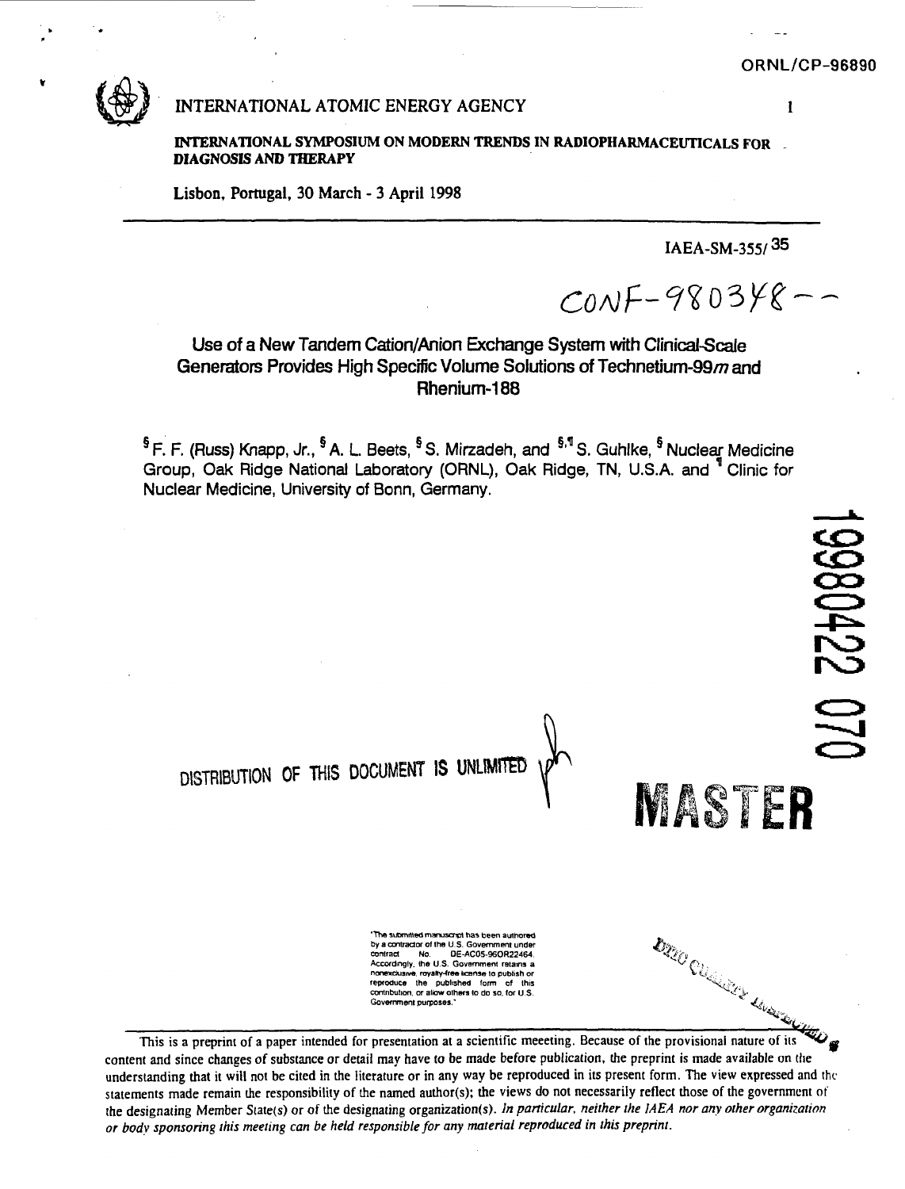ORNL/CP-96890

INTERNATIONAL ATOMIC ENERGY AGENCY

**INTERNATIONAL SYMPOSIUM ON MODERN TRENDS IN RADIOPHARMACEUTICALS FOR DIAGNOSIS AND THERAPY**

**Lisbon, Portugal, 30 March - 3 April 1998**

IAEA-SM-355/ 35

CONF-980348--

# Use of a New Tandem Cation/Anion Exchange System with Clinical-Scale Generators Provides High Specific Volume Solutions of Technetium-99*m* and Rhenium-188

[§] F. F. (Russ) Knapp, Jr., [§] A. L. Beets, [§] S. Mirzadeh, and [§,¶] S. Guhlke, [§] Nuclear Medicine Group, Oak Ridge National Laboratory (ORNL), Oak Ridge, TN, U.S.A. and [¶] Clinic for Nuclear Medicine, University of Bonn, Germany.

19980422 070

DISTRIBUTION OF THIS DOCUMENT IS UNLIMITED

MASTER

"The submitted manuscript has been authored by a contractor of the U.S. Government under contract No. DE-AC05-96OR22464. Accordingly, the U.S. Government retains a nonexclusive, royalty-free license to publish or reproduce the published form of this contribution, or allow others to do so, for U.S. Government purposes."

This is a preprint of a paper intended for presentation at a scientific meeeting. Because of the provisional nature of its content and since changes of substance or detail may have to be made before publication, the preprint is made available on the understanding that it will not be cited in the literature or in any way be reproduced in its present form. The view expressed and the statements made remain the responsibility of the named author(s); the views do not necessarily reflect those of the government of the designating Member State(s) or of the designating organization(s). *In particular, neither the IAEA nor any other organization or body sponsoring this meeting can be held responsible for any material reproduced in this preprint.*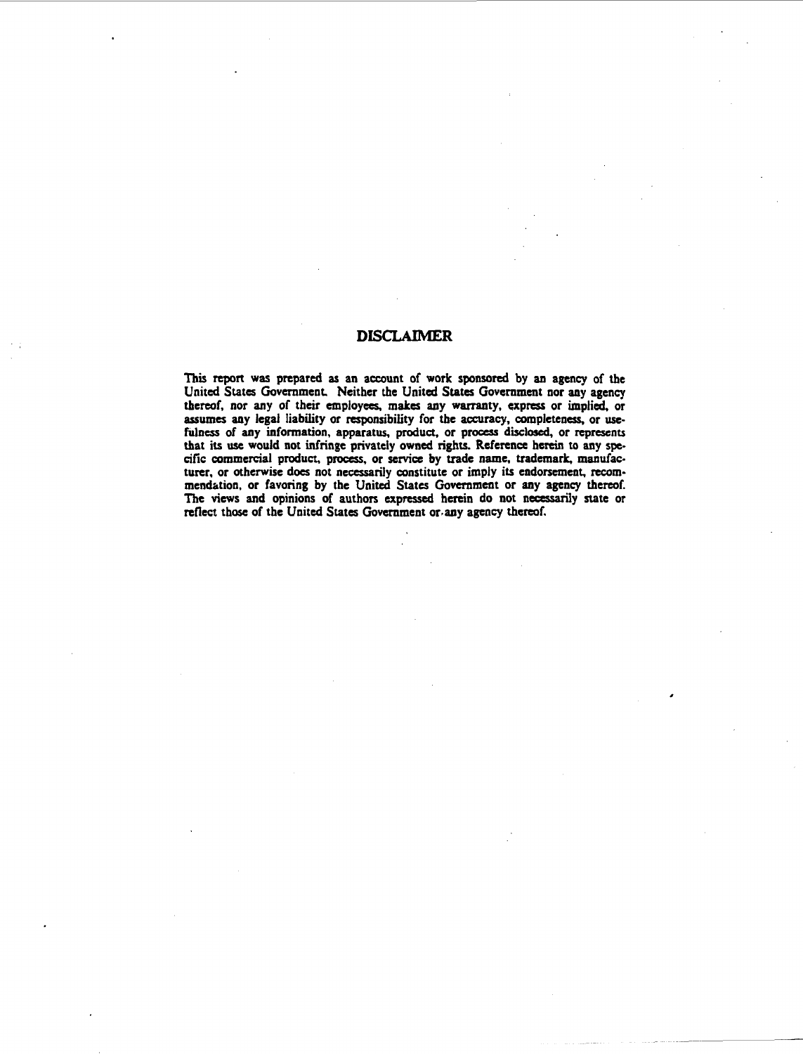## DISCLAIMER

This report was prepared as an account of work sponsored by an agency of the United States Government. Neither the United States Government nor any agency thereof, nor any of their employees, makes any warranty, express or implied, or assumes any legal liability or responsibility for the accuracy, completeness, or usefulness of any information, apparatus, product, or process disclosed, or represents that its use would not infringe privately owned rights. Reference herein to any specific commercial product, process, or service by trade name, trademark, manufacturer, or otherwise does not necessarily constitute or imply its endorsement, recommendation, or favoring by the United States Government or any agency thereof. The views and opinions of authors expressed herein do not necessarily state or reflect those of the United States Government or any agency thereof.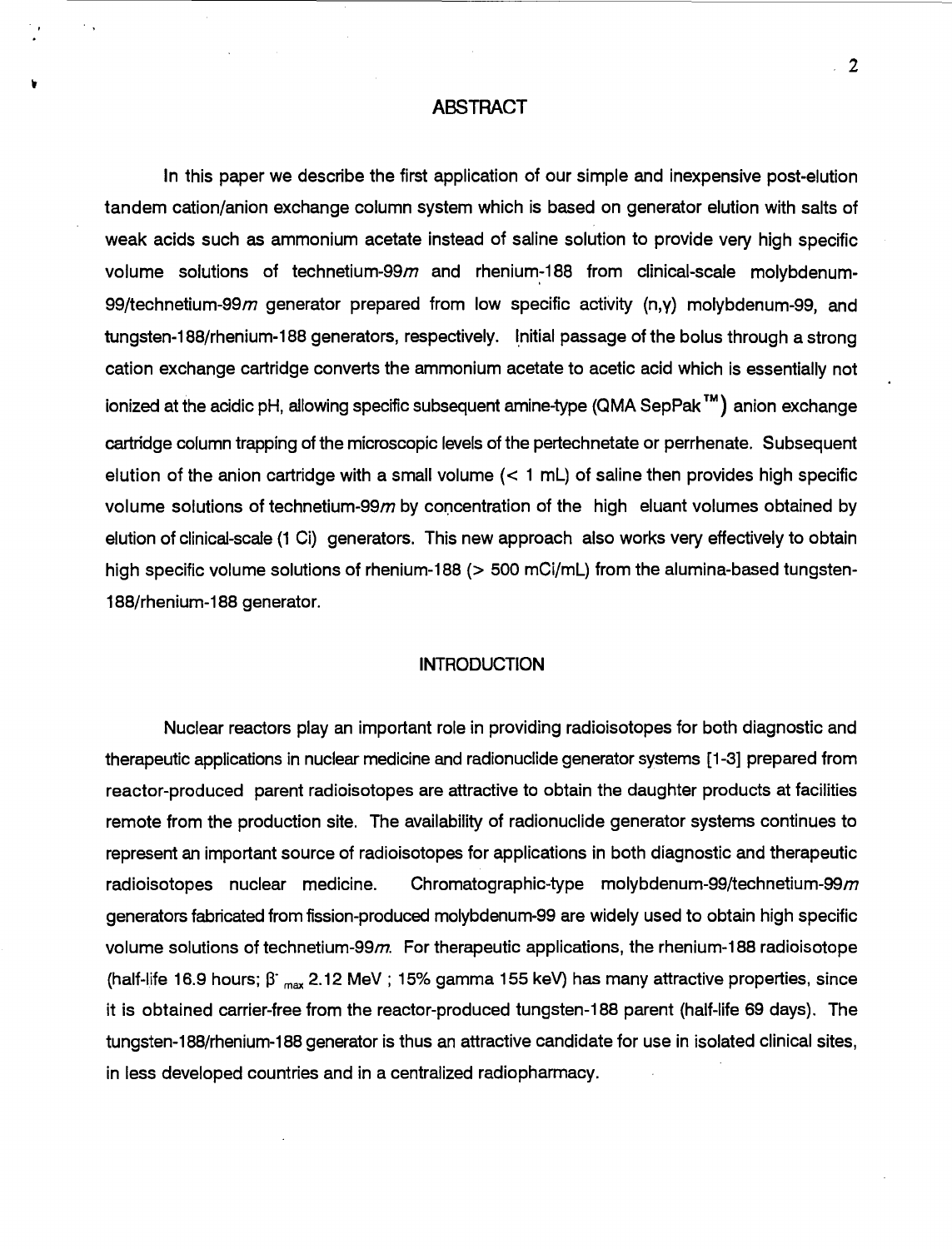## ABSTRACT

In this paper we describe the first application of our simple and inexpensive post-elution tandem cation/anion exchange column system which is based on generator elution with salts of weak acids such as ammonium acetate instead of saline solution to provide very high specific volume solutions of technetium-99*m* and rhenium-188 from clinical-scale molybdenum-99/technetium-99*m* generator prepared from low specific activity (n,γ) molybdenum-99, and tungsten-188/rhenium-188 generators, respectively. Initial passage of the bolus through a strong cation exchange cartridge converts the ammonium acetate to acetic acid which is essentially not ionized at the acidic pH, allowing specific subsequent amine-type (QMA SepPak™) anion exchange cartridge column trapping of the microscopic levels of the pertechnetate or perrhenate. Subsequent elution of the anion cartridge with a small volume (< 1 mL) of saline then provides high specific volume solutions of technetium-99*m* by concentration of the high eluant volumes obtained by elution of clinical-scale (1 Ci) generators. This new approach also works very effectively to obtain high specific volume solutions of rhenium-188 (> 500 mCi/mL) from the alumina-based tungsten-188/rhenium-188 generator.

## INTRODUCTION

Nuclear reactors play an important role in providing radioisotopes for both diagnostic and therapeutic applications in nuclear medicine and radionuclide generator systems [1-3] prepared from reactor-produced parent radioisotopes are attractive to obtain the daughter products at facilities remote from the production site. The availability of radionuclide generator systems continues to represent an important source of radioisotopes for applications in both diagnostic and therapeutic radioisotopes nuclear medicine. Chromatographic-type molybdenum-99/technetium-99*m* generators fabricated from fission-produced molybdenum-99 are widely used to obtain high specific volume solutions of technetium-99*m*. For therapeutic applications, the rhenium-188 radioisotope (half-life 16.9 hours; $\beta^-_{max}$ 2.12 MeV ; 15% gamma 155 keV) has many attractive properties, since it is obtained carrier-free from the reactor-produced tungsten-188 parent (half-life 69 days). The tungsten-188/rhenium-188 generator is thus an attractive candidate for use in isolated clinical sites, in less developed countries and in a centralized radiopharmacy.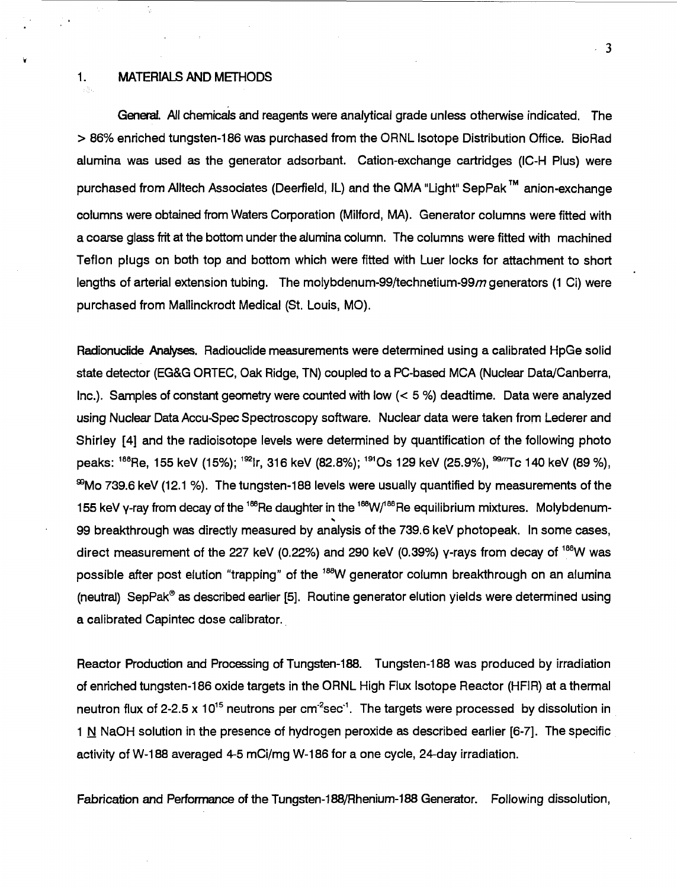## 1. MATERIALS AND METHODS

**General.** All chemicals and reagents were analytical grade unless otherwise indicated. The > 86% enriched tungsten-186 was purchased from the ORNL Isotope Distribution Office. BioRad alumina was used as the generator adsorbant. Cation-exchange cartridges (IC-H Plus) were purchased from Alltech Associates (Deerfield, IL) and the QMA "Light" SepPak™ anion-exchange columns were obtained from Waters Corporation (Milford, MA). Generator columns were fitted with a coarse glass frit at the bottom under the alumina column. The columns were fitted with machined Teflon plugs on both top and bottom which were fitted with Luer locks for attachment to short lengths of arterial extension tubing. The molybdenum-99/technetium-99*m* generators (1 Ci) were purchased from Mallinckrodt Medical (St. Louis, MO).

**Radionuclide Analyses.** Radiouclide measurements were determined using a calibrated HpGe solid state detector (EG&G ORTEC, Oak Ridge, TN) coupled to a PC-based MCA (Nuclear Data/Canberra, Inc.). Samples of constant geometry were counted with low (< 5 %) deadtime. Data were analyzed using Nuclear Data Accu-Spec Spectroscopy software. Nuclear data were taken from Lederer and Shirley [4] and the radioisotope levels were determined by quantification of the following photo peaks: $^{188}$Re, 155 keV (15%); $^{192}$Ir, 316 keV (82.8%); $^{191}$Os 129 keV (25.9%), $^{99m}$Tc 140 keV (89 %), $^{99}$Mo 739.6 keV (12.1 %). The tungsten-188 levels were usually quantified by measurements of the 155 keV γ-ray from decay of the $^{188}$Re daughter in the $^{188}$W/$^{188}$Re equilibrium mixtures. Molybdenum-99 breakthrough was directly measured by analysis of the 739.6 keV photopeak. In some cases, direct measurement of the 227 keV (0.22%) and 290 keV (0.39%) γ-rays from decay of $^{188}$W was possible after post elution "trapping" of the $^{188}$W generator column breakthrough on an alumina (neutral) SepPak® as described earlier [5]. Routine generator elution yields were determined using a calibrated Capintec dose calibrator.

**Reactor Production and Processing of Tungsten-188.** Tungsten-188 was produced by irradiation of enriched tungsten-186 oxide targets in the ORNL High Flux Isotope Reactor (HFIR) at a thermal neutron flux of 2-2.5 x $10^{15}$ neutrons per $cm^{-2}sec^{-1}$. The targets were processed by dissolution in 1 N NaOH solution in the presence of hydrogen peroxide as described earlier [6-7]. The specific activity of W-188 averaged 4-5 mCi/mg W-186 for a one cycle, 24-day irradiation.

**Fabrication and Performance of the Tungsten-188/Rhenium-188 Generator.** Following dissolution,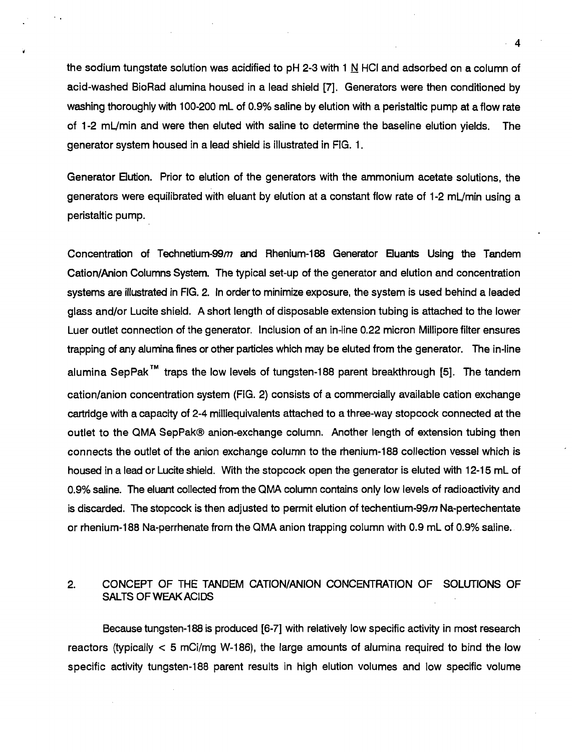the sodium tungstate solution was acidified to pH 2-3 with 1 N HCl and adsorbed on a column of acid-washed BioRad alumina housed in a lead shield [7]. Generators were then conditioned by washing thoroughly with 100-200 mL of 0.9% saline by elution with a peristaltic pump at a flow rate of 1-2 mL/min and were then eluted with saline to determine the baseline elution yields. The generator system housed in a lead shield is illustrated in FIG. 1.

Generator Elution. Prior to elution of the generators with the ammonium acetate solutions, the generators were equilibrated with eluant by elution at a constant flow rate of 1-2 mL/min using a peristaltic pump.

Concentration of Technetium-99*m* and Rhenium-188 Generator Eluants Using the Tandem Cation/Anion Columns System. The typical set-up of the generator and elution and concentration systems are illustrated in FIG. 2. In order to minimize exposure, the system is used behind a leaded glass and/or Lucite shield. A short length of disposable extension tubing is attached to the lower Luer outlet connection of the generator. Inclusion of an in-line 0.22 micron Millipore filter ensures trapping of any alumina fines or other particles which may be eluted from the generator. The in-line alumina SepPak™ traps the low levels of tungsten-188 parent breakthrough [5]. The tandem cation/anion concentration system (FIG. 2) consists of a commercially available cation exchange cartridge with a capacity of 2-4 milliequivalents attached to a three-way stopcock connected at the outlet to the QMA SepPak® anion-exchange column. Another length of extension tubing then connects the outlet of the anion exchange column to the rhenium-188 collection vessel which is housed in a lead or Lucite shield. With the stopcock open the generator is eluted with 12-15 mL of 0.9% saline. The eluant collected from the QMA column contains only low levels of radioactivity and is discarded. The stopcock is then adjusted to permit elution of techentium-99*m* Na-pertechentate or rhenium-188 Na-perrhenate from the QMA anion trapping column with 0.9 mL of 0.9% saline.

## 2. CONCEPT OF THE TANDEM CATION/ANION CONCENTRATION OF SOLUTIONS OF SALTS OF WEAK ACIDS

Because tungsten-188 is produced [6-7] with relatively low specific activity in most research reactors (typically < 5 mCi/mg W-186), the large amounts of alumina required to bind the low specific activity tungsten-188 parent results in high elution volumes and low specific volume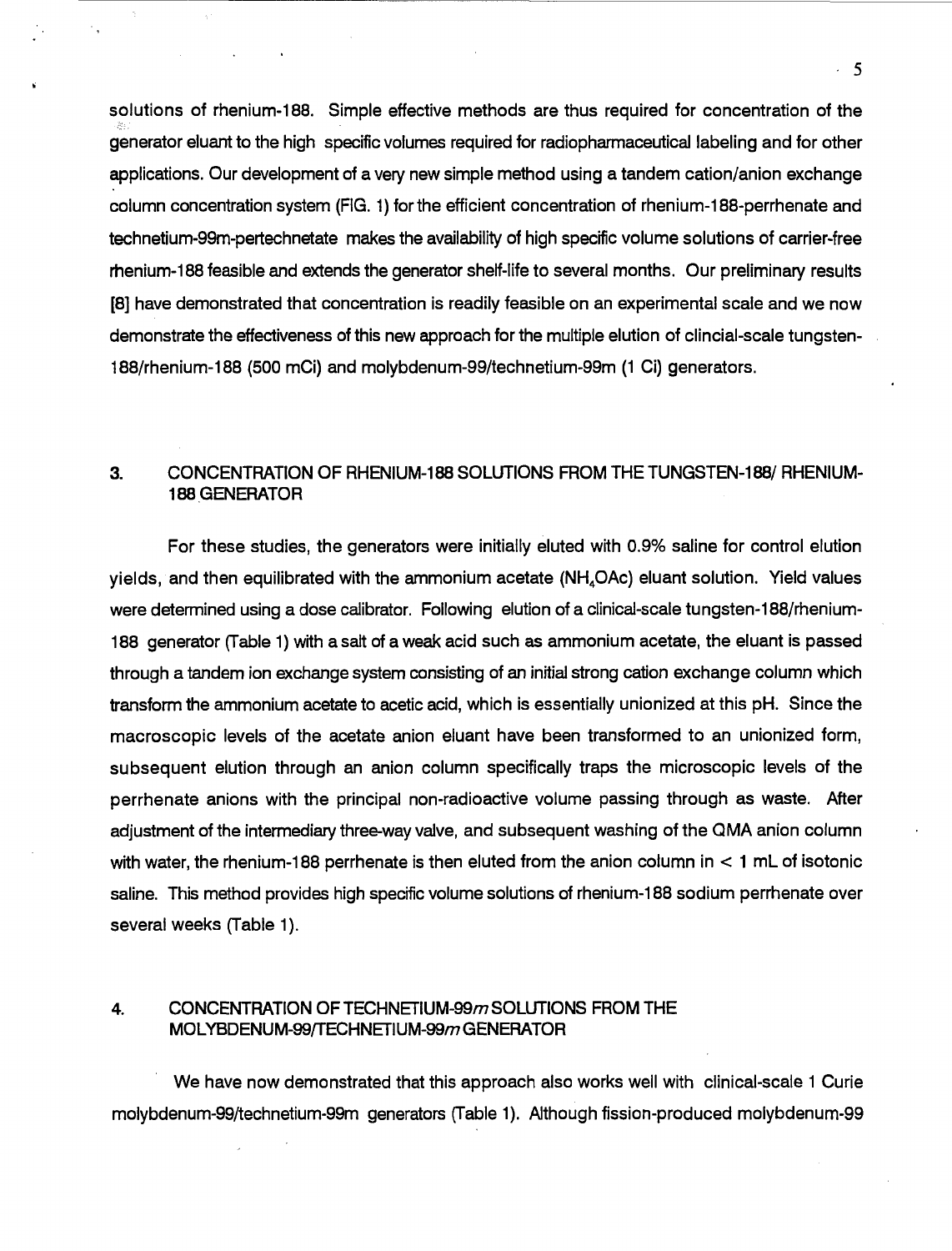solutions of rhenium-188. Simple effective methods are thus required for concentration of the generator eluant to the high specific volumes required for radiopharmaceutical labeling and for other applications. Our development of a very new simple method using a tandem cation/anion exchange column concentration system (FIG. 1) for the efficient concentration of rhenium-188-perrhenate and technetium-99m-pertechnetate makes the availability of high specific volume solutions of carrier-free rhenium-188 feasible and extends the generator shelf-life to several months. Our preliminary results [8] have demonstrated that concentration is readily feasible on an experimental scale and we now demonstrate the effectiveness of this new approach for the multiple elution of clincial-scale tungsten-188/rhenium-188 (500 mCi) and molybdenum-99/technetium-99m (1 Ci) generators.

## 3. CONCENTRATION OF RHENIUM-188 SOLUTIONS FROM THE TUNGSTEN-188/ RHENIUM-188 GENERATOR

For these studies, the generators were initially eluted with 0.9% saline for control elution yields, and then equilibrated with the ammonium acetate ($NH_4OAc$) eluant solution. Yield values were determined using a dose calibrator. Following elution of a clinical-scale tungsten-188/rhenium-188 generator (Table 1) with a salt of a weak acid such as ammonium acetate, the eluant is passed through a tandem ion exchange system consisting of an initial strong cation exchange column which transform the ammonium acetate to acetic acid, which is essentially unionized at this pH. Since the macroscopic levels of the acetate anion eluant have been transformed to an unionized form, subsequent elution through an anion column specifically traps the microscopic levels of the perrhenate anions with the principal non-radioactive volume passing through as waste. After adjustment of the intermediary three-way valve, and subsequent washing of the QMA anion column with water, the rhenium-188 perrhenate is then eluted from the anion column in < 1 mL of isotonic saline. This method provides high specific volume solutions of rhenium-188 sodium perrhenate over several weeks (Table 1).

## 4. CONCENTRATION OF TECHNETIUM-99*m* SOLUTIONS FROM THE MOLYBDENUM-99/TECHNETIUM-99*m* GENERATOR

We have now demonstrated that this approach also works well with clinical-scale 1 Curie molybdenum-99/technetium-99m generators (Table 1). Although fission-produced molybdenum-99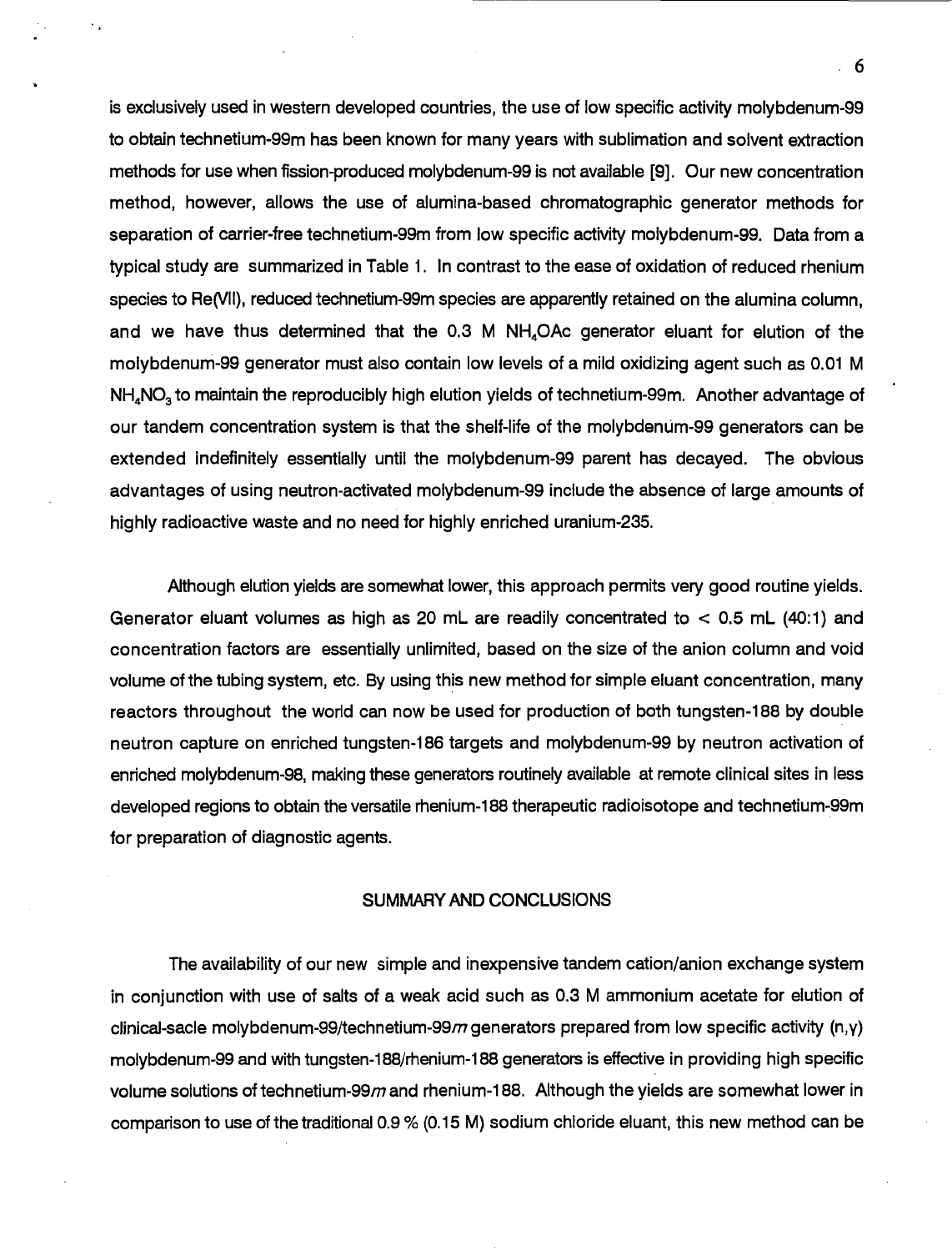is exclusively used in western developed countries, the use of low specific activity molybdenum-99 to obtain technetium-99m has been known for many years with sublimation and solvent extraction methods for use when fission-produced molybdenum-99 is not available [9]. Our new concentration method, however, allows the use of alumina-based chromatographic generator methods for separation of carrier-free technetium-99m from low specific activity molybdenum-99. Data from a typical study are summarized in Table 1. In contrast to the ease of oxidation of reduced rhenium species to Re(VII), reduced technetium-99m species are apparently retained on the alumina column, and we have thus determined that the 0.3 M $NH_4OAc$ generator eluant for elution of the molybdenum-99 generator must also contain low levels of a mild oxidizing agent such as 0.01 M $NH_4NO_3$ to maintain the reproducibly high elution yields of technetium-99m. Another advantage of our tandem concentration system is that the shelf-life of the molybdenum-99 generators can be extended indefinitely essentially until the molybdenum-99 parent has decayed. The obvious advantages of using neutron-activated molybdenum-99 include the absence of large amounts of highly radioactive waste and no need for highly enriched uranium-235.

Although elution yields are somewhat lower, this approach permits very good routine yields. Generator eluant volumes as high as 20 mL are readily concentrated to < 0.5 mL (40:1) and concentration factors are essentially unlimited, based on the size of the anion column and void volume of the tubing system, etc. By using this new method for simple eluant concentration, many reactors throughout the world can now be used for production of both tungsten-188 by double neutron capture on enriched tungsten-186 targets and molybdenum-99 by neutron activation of enriched molybdenum-98, making these generators routinely available at remote clinical sites in less developed regions to obtain the versatile rhenium-188 therapeutic radioisotope and technetium-99m for preparation of diagnostic agents.

## SUMMARY AND CONCLUSIONS

The availability of our new simple and inexpensive tandem cation/anion exchange system in conjunction with use of salts of a weak acid such as 0.3 M ammonium acetate for elution of clinical-sacle molybdenum-99/technetium-99*m* generators prepared from low specific activity (n,γ) molybdenum-99 and with tungsten-188/rhenium-188 generators is effective in providing high specific volume solutions of technetium-99*m* and rhenium-188. Although the yields are somewhat lower in comparison to use of the traditional 0.9 % (0.15 M) sodium chloride eluant, this new method can be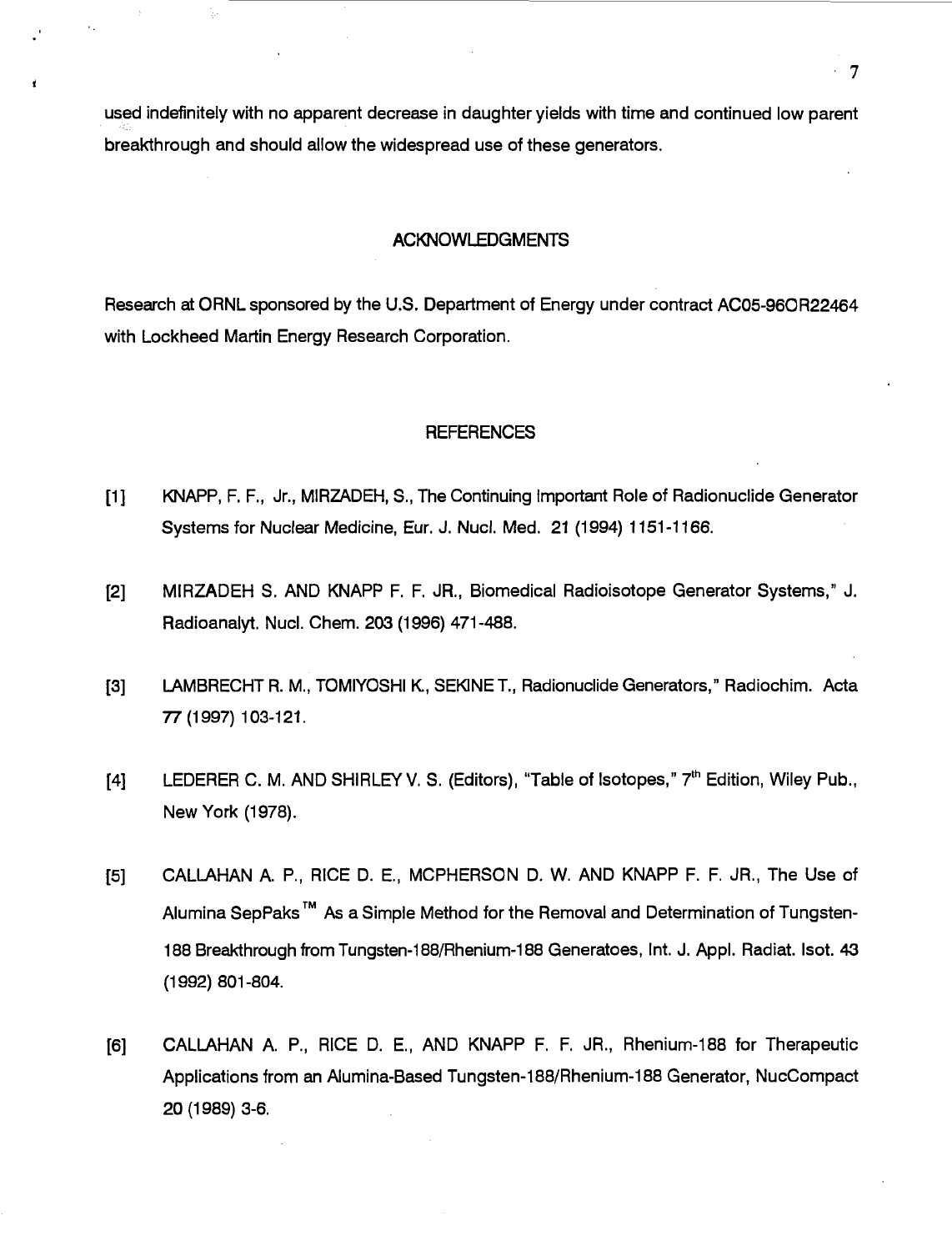used indefinitely with no apparent decrease in daughter yields with time and continued low parent breakthrough and should allow the widespread use of these generators.

## ACKNOWLEDGMENTS

Research at ORNL sponsored by the U.S. Department of Energy under contract AC05-96OR22464 with Lockheed Martin Energy Research Corporation.

## REFERENCES

[1] KNAPP, F. F., Jr., MIRZADEH, S., The Continuing Important Role of Radionuclide Generator Systems for Nuclear Medicine, Eur. J. Nucl. Med. 21 (1994) 1151-1166.

[2] MIRZADEH S. AND KNAPP F. F. JR., Biomedical Radioisotope Generator Systems," J. Radioanalyt. Nucl. Chem. 203 (1996) 471-488.

[3] LAMBRECHT R. M., TOMIYOSHI K., SEKINE T., Radionuclide Generators," Radiochim. Acta 77 (1997) 103-121.

[4] LEDERER C. M. AND SHIRLEY V. S. (Editors), "Table of Isotopes," 7th Edition, Wiley Pub., New York (1978).

[5] CALLAHAN A. P., RICE D. E., MCPHERSON D. W. AND KNAPP F. F. JR., The Use of Alumina SepPaks™ As a Simple Method for the Removal and Determination of Tungsten-188 Breakthrough from Tungsten-188/Rhenium-188 Generatoes, Int. J. Appl. Radiat. Isot. 43 (1992) 801-804.

[6] CALLAHAN A. P., RICE D. E., AND KNAPP F. F. JR., Rhenium-188 for Therapeutic Applications from an Alumina-Based Tungsten-188/Rhenium-188 Generator, NucCompact 20 (1989) 3-6.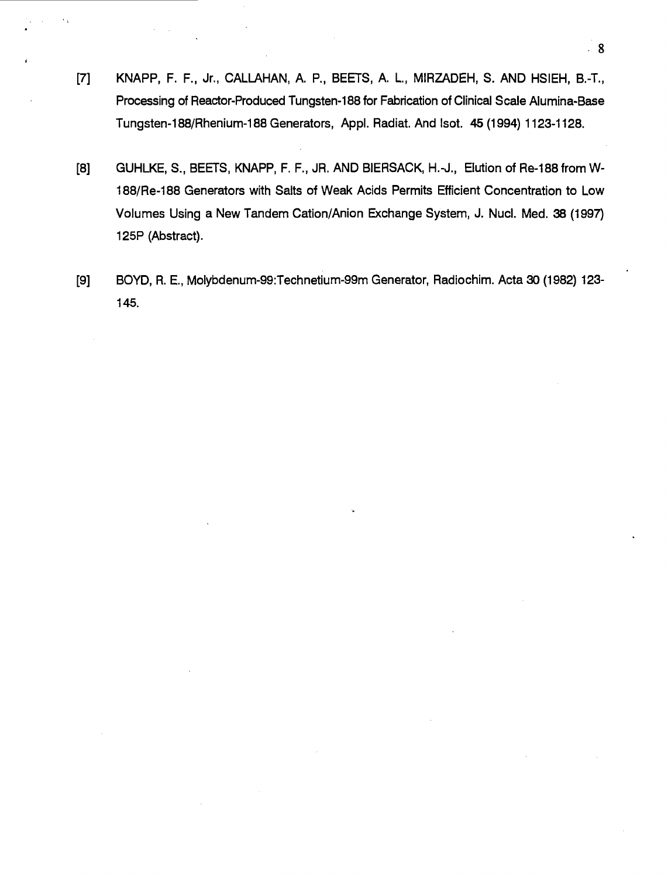[7] KNAPP, F. F., Jr., CALLAHAN, A. P., BEETS, A. L., MIRZADEH, S. AND HSIEH, B.-T., Processing of Reactor-Produced Tungsten-188 for Fabrication of Clinical Scale Alumina-Base Tungsten-188/Rhenium-188 Generators, Appl. Radiat. And Isot. **45** (1994) 1123-1128.

[8] GUHLKE, S., BEETS, KNAPP, F. F., JR. AND BIERSACK, H.-J., Elution of Re-188 from W-188/Re-188 Generators with Salts of Weak Acids Permits Efficient Concentration to Low Volumes Using a New Tandem Cation/Anion Exchange System, J. Nucl. Med. **38** (1997) 125P (Abstract).

[9] BOYD, R. E., Molybdenum-99:Technetium-99m Generator, Radiochim. Acta **30** (1982) 123-145.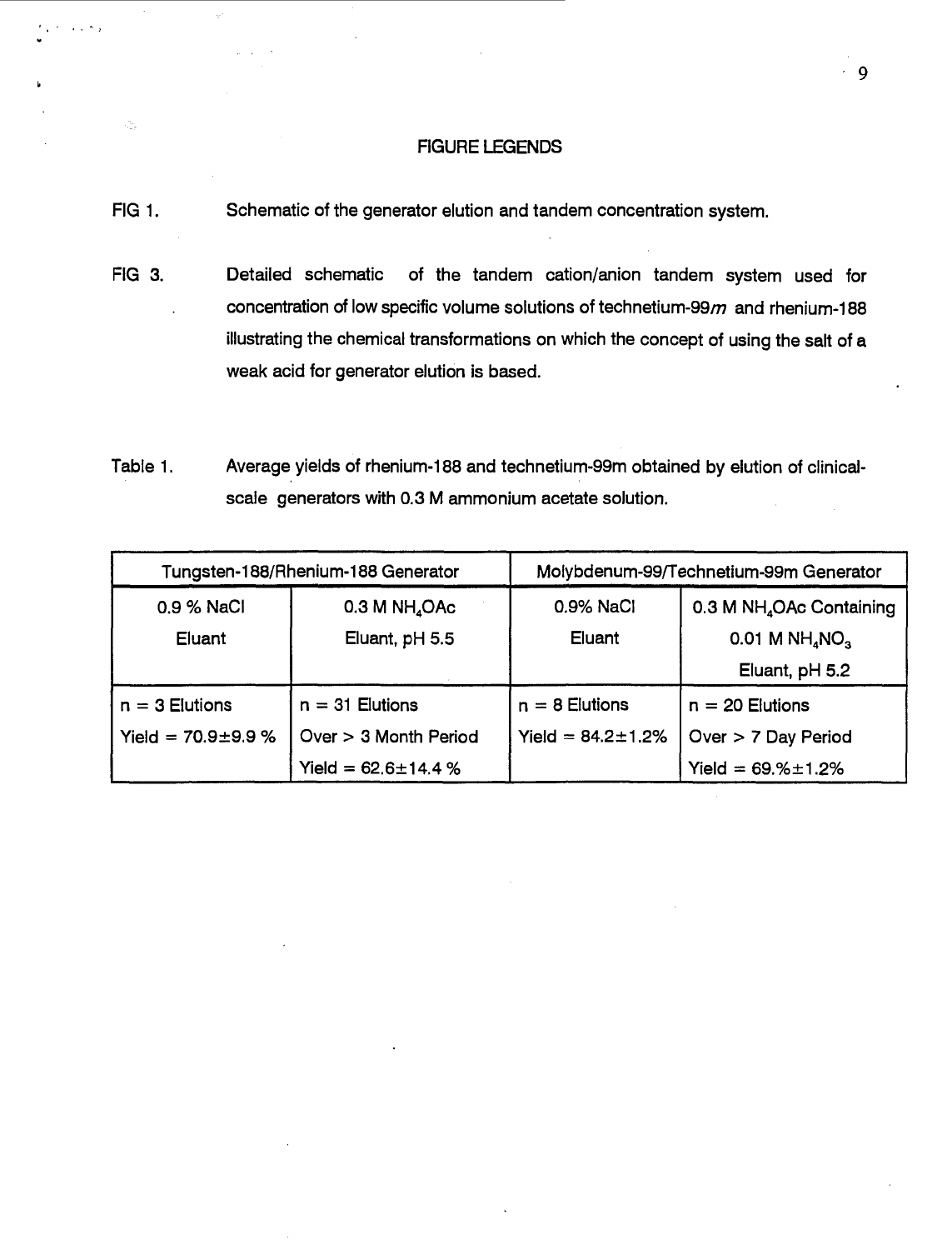## FIGURE LEGENDS

FIG 1. Schematic of the generator elution and tandem concentration system.

FIG 3. Detailed schematic of the tandem cation/anion tandem system used for concentration of low specific volume solutions of technetium-99*m* and rhenium-188 illustrating the chemical transformations on which the concept of using the salt of a weak acid for generator elution is based.

Table 1. Average yields of rhenium-188 and technetium-99m obtained by elution of clinical-scale generators with 0.3 M ammonium acetate solution.

| Tungsten-188/Rhenium-188 Generator | | Molybdenum-99/Technetium-99m Generator | |
|---|---|---|---|
| 0.9 % NaCl Eluant | 0.3 M $NH_4OAc$ Eluant, pH 5.5 | 0.9% NaCl Eluant | 0.3 M $NH_4OAc$ Containing 0.01 M $NH_4NO_3$ Eluant, pH 5.2 |
| n = 3 Elutions<br>Yield = 70.9±9.9 % | n = 31 Elutions<br>Over > 3 Month Period<br>Yield = 62.6±14.4 % | n = 8 Elutions<br>Yield = 84.2±1.2% | n = 20 Elutions<br>Over > 7 Day Period<br>Yield = 69.%±1.2% |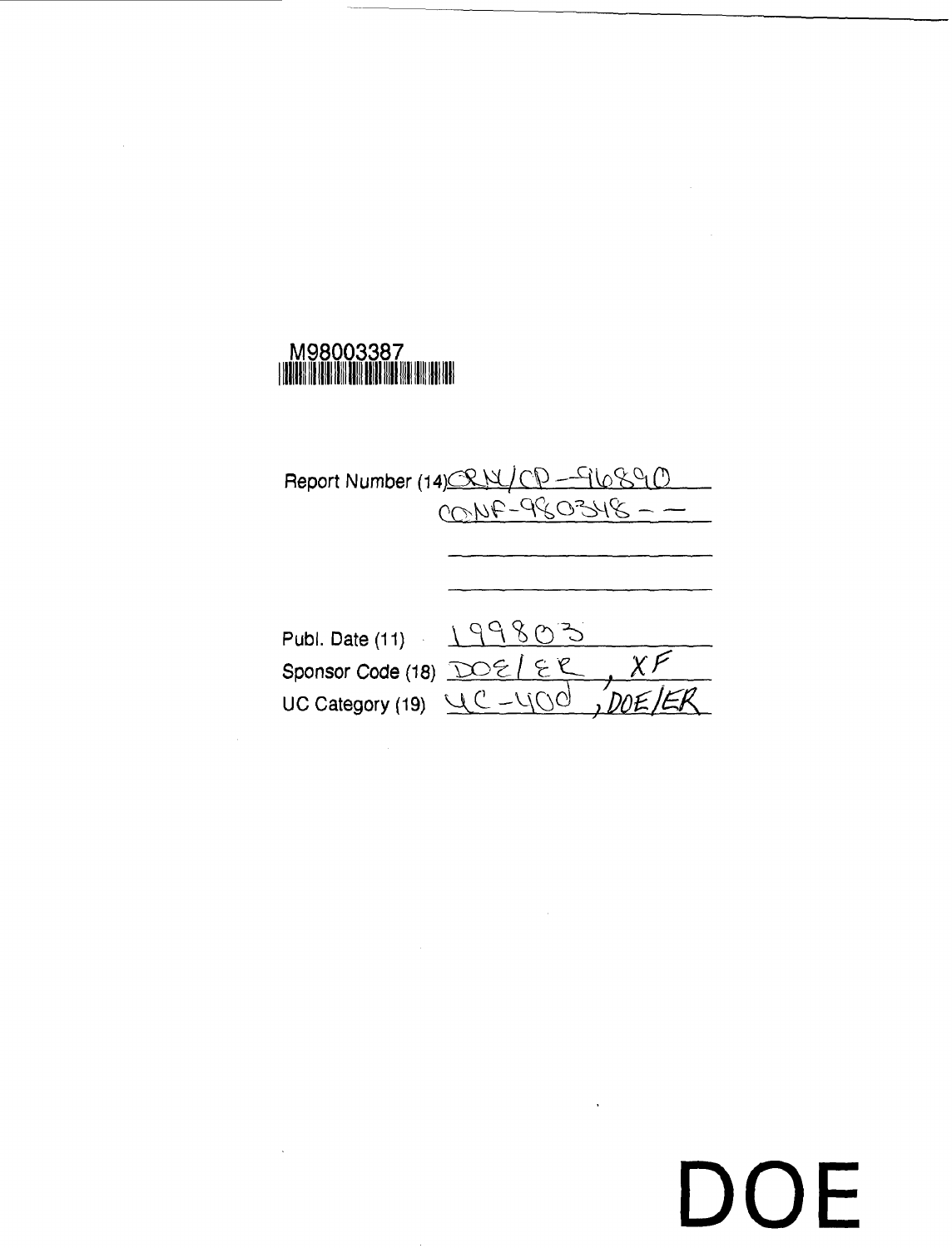M98003387

Report Number (14) ORNL/CP--96890
CONF-980348--

Publ. Date (11) 199803

Sponsor Code (18) DOE/ER , XF

UC Category (19) UC-400 , DOE/ER

DOE